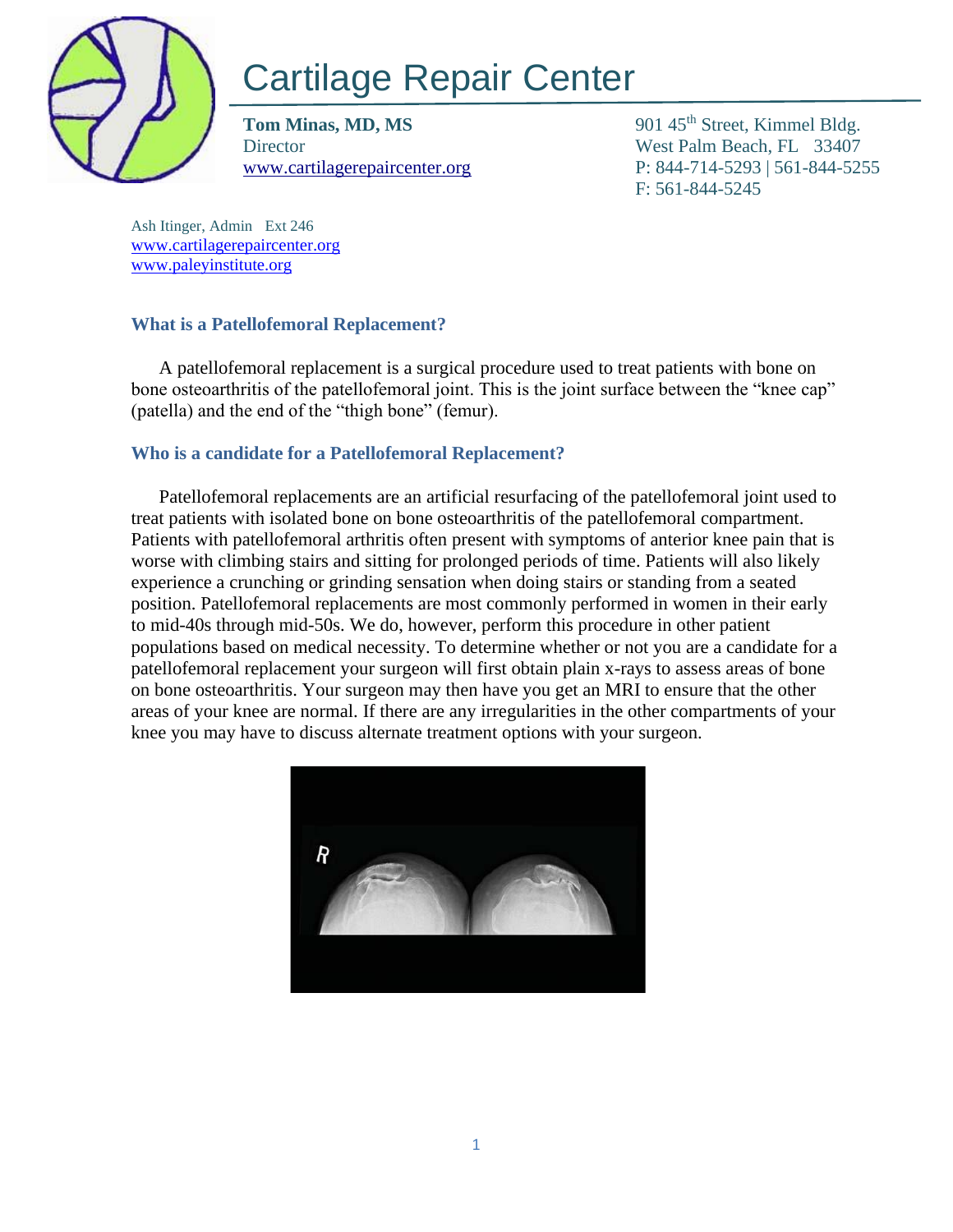# Cartilage Repair Center

**Tom Minas, MD, MS**
Director
www.cartilagerepaircenter.org

901 45th Street, Kimmel Bldg.
West Palm Beach, FL 33407
P: 844-714-5293 | 561-844-5255
F: 561-844-5245

Ash Itinger, Admin Ext 246
www.cartilagerepaircenter.org
www.paleyinstitute.org

### What is a Patellofemoral Replacement?

A patellofemoral replacement is a surgical procedure used to treat patients with bone on bone osteoarthritis of the patellofemoral joint. This is the joint surface between the "knee cap" (patella) and the end of the "thigh bone" (femur).

### Who is a candidate for a Patellofemoral Replacement?

Patellofemoral replacements are an artificial resurfacing of the patellofemoral joint used to treat patients with isolated bone on bone osteoarthritis of the patellofemoral compartment. Patients with patellofemoral arthritis often present with symptoms of anterior knee pain that is worse with climbing stairs and sitting for prolonged periods of time. Patients will also likely experience a crunching or grinding sensation when doing stairs or standing from a seated position. Patellofemoral replacements are most commonly performed in women in their early to mid-40s through mid-50s. We do, however, perform this procedure in other patient populations based on medical necessity. To determine whether or not you are a candidate for a patellofemoral replacement your surgeon will first obtain plain x-rays to assess areas of bone on bone osteoarthritis. Your surgeon may then have you get an MRI to ensure that the other areas of your knee are normal. If there are any irregularities in the other compartments of your knee you may have to discuss alternate treatment options with your surgeon.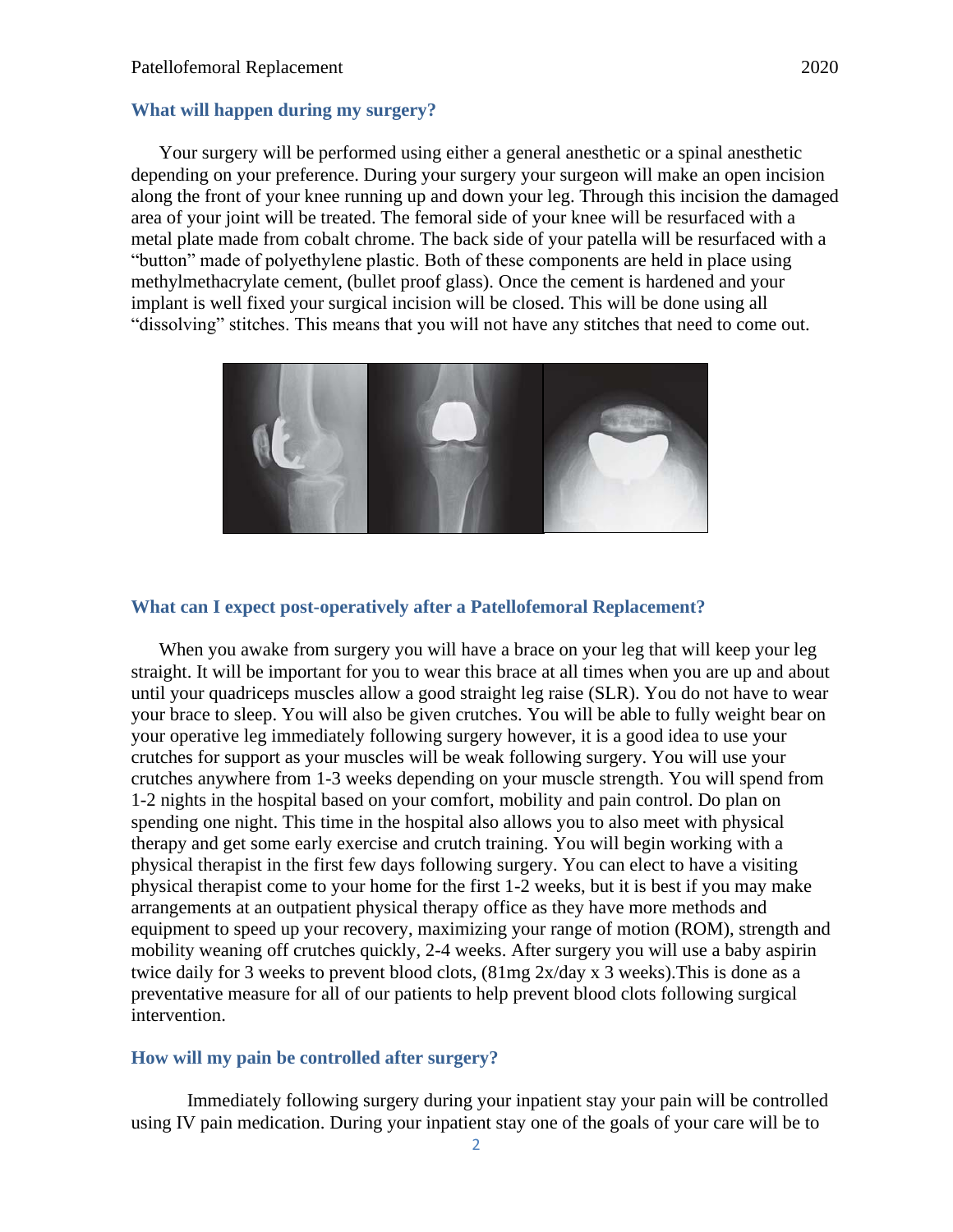## What will happen during my surgery?

Your surgery will be performed using either a general anesthetic or a spinal anesthetic depending on your preference. During your surgery your surgeon will make an open incision along the front of your knee running up and down your leg. Through this incision the damaged area of your joint will be treated. The femoral side of your knee will be resurfaced with a metal plate made from cobalt chrome. The back side of your patella will be resurfaced with a "button" made of polyethylene plastic. Both of these components are held in place using methylmethacrylate cement, (bullet proof glass). Once the cement is hardened and your implant is well fixed your surgical incision will be closed. This will be done using all "dissolving" stitches. This means that you will not have any stitches that need to come out.

## What can I expect post-operatively after a Patellofemoral Replacement?

When you awake from surgery you will have a brace on your leg that will keep your leg straight. It will be important for you to wear this brace at all times when you are up and about until your quadriceps muscles allow a good straight leg raise (SLR). You do not have to wear your brace to sleep. You will also be given crutches. You will be able to fully weight bear on your operative leg immediately following surgery however, it is a good idea to use your crutches for support as your muscles will be weak following surgery. You will use your crutches anywhere from 1-3 weeks depending on your muscle strength. You will spend from 1-2 nights in the hospital based on your comfort, mobility and pain control. Do plan on spending one night. This time in the hospital also allows you to also meet with physical therapy and get some early exercise and crutch training. You will begin working with a physical therapist in the first few days following surgery. You can elect to have a visiting physical therapist come to your home for the first 1-2 weeks, but it is best if you may make arrangements at an outpatient physical therapy office as they have more methods and equipment to speed up your recovery, maximizing your range of motion (ROM), strength and mobility weaning off crutches quickly, 2-4 weeks. After surgery you will use a baby aspirin twice daily for 3 weeks to prevent blood clots, (81mg 2x/day x 3 weeks).This is done as a preventative measure for all of our patients to help prevent blood clots following surgical intervention.

## How will my pain be controlled after surgery?

Immediately following surgery during your inpatient stay your pain will be controlled using IV pain medication. During your inpatient stay one of the goals of your care will be to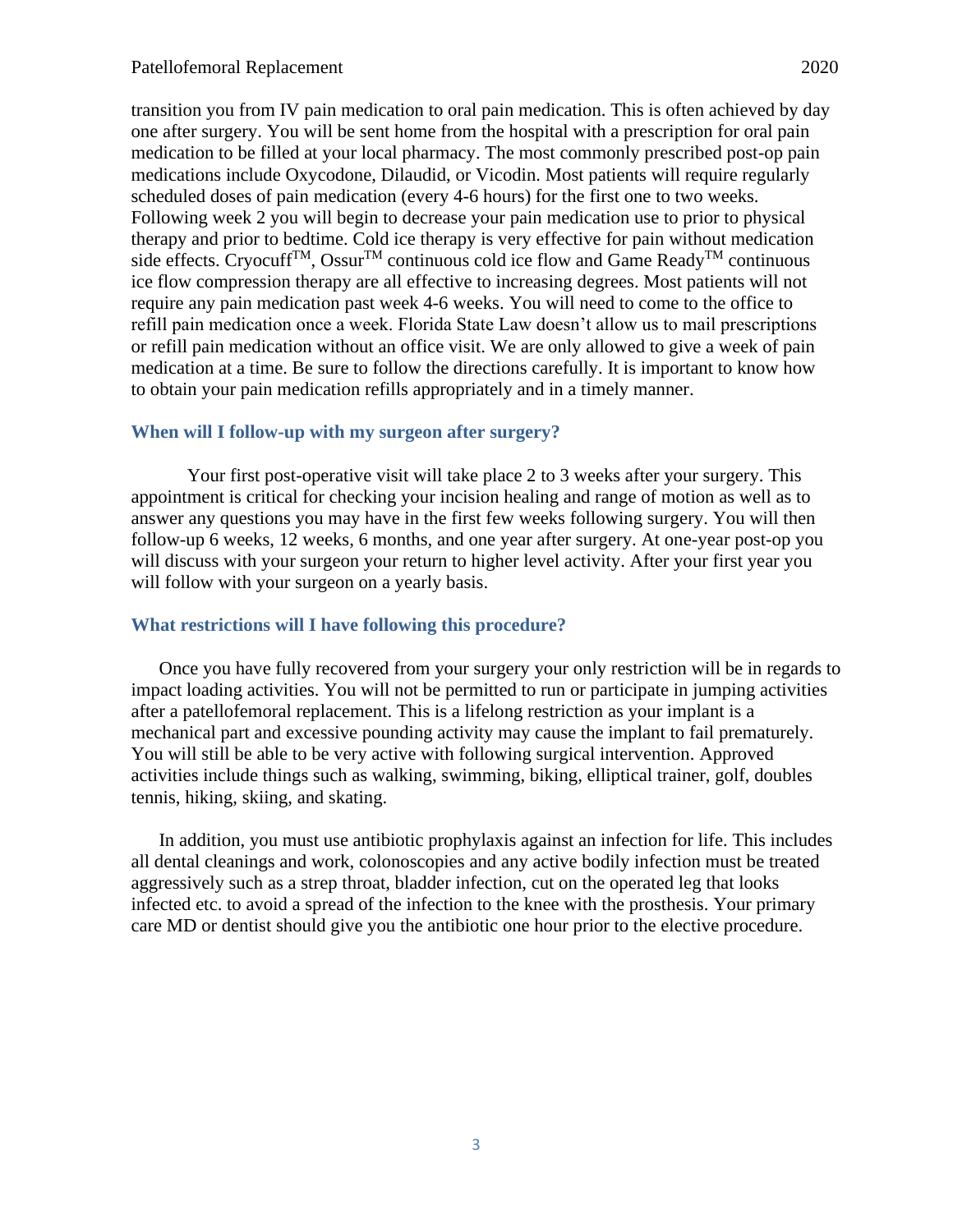transition you from IV pain medication to oral pain medication. This is often achieved by day one after surgery. You will be sent home from the hospital with a prescription for oral pain medication to be filled at your local pharmacy. The most commonly prescribed post-op pain medications include Oxycodone, Dilaudid, or Vicodin. Most patients will require regularly scheduled doses of pain medication (every 4-6 hours) for the first one to two weeks. Following week 2 you will begin to decrease your pain medication use to prior to physical therapy and prior to bedtime. Cold ice therapy is very effective for pain without medication side effects. Cryocuff™, Ossur™ continuous cold ice flow and Game Ready™ continuous ice flow compression therapy are all effective to increasing degrees. Most patients will not require any pain medication past week 4-6 weeks. You will need to come to the office to refill pain medication once a week. Florida State Law doesn't allow us to mail prescriptions or refill pain medication without an office visit. We are only allowed to give a week of pain medication at a time. Be sure to follow the directions carefully. It is important to know how to obtain your pain medication refills appropriately and in a timely manner.

### When will I follow-up with my surgeon after surgery?

Your first post-operative visit will take place 2 to 3 weeks after your surgery. This appointment is critical for checking your incision healing and range of motion as well as to answer any questions you may have in the first few weeks following surgery. You will then follow-up 6 weeks, 12 weeks, 6 months, and one year after surgery. At one-year post-op you will discuss with your surgeon your return to higher level activity. After your first year you will follow with your surgeon on a yearly basis.

### What restrictions will I have following this procedure?

Once you have fully recovered from your surgery your only restriction will be in regards to impact loading activities. You will not be permitted to run or participate in jumping activities after a patellofemoral replacement. This is a lifelong restriction as your implant is a mechanical part and excessive pounding activity may cause the implant to fail prematurely. You will still be able to be very active with following surgical intervention. Approved activities include things such as walking, swimming, biking, elliptical trainer, golf, doubles tennis, hiking, skiing, and skating.

In addition, you must use antibiotic prophylaxis against an infection for life. This includes all dental cleanings and work, colonoscopies and any active bodily infection must be treated aggressively such as a strep throat, bladder infection, cut on the operated leg that looks infected etc. to avoid a spread of the infection to the knee with the prosthesis. Your primary care MD or dentist should give you the antibiotic one hour prior to the elective procedure.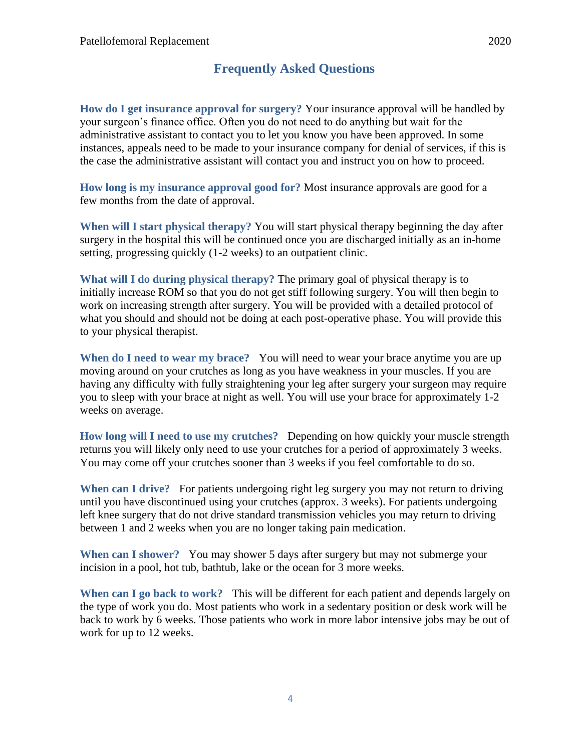## Frequently Asked Questions

**How do I get insurance approval for surgery?** Your insurance approval will be handled by your surgeon's finance office. Often you do not need to do anything but wait for the administrative assistant to contact you to let you know you have been approved. In some instances, appeals need to be made to your insurance company for denial of services, if this is the case the administrative assistant will contact you and instruct you on how to proceed.

**How long is my insurance approval good for?** Most insurance approvals are good for a few months from the date of approval.

**When will I start physical therapy?** You will start physical therapy beginning the day after surgery in the hospital this will be continued once you are discharged initially as an in-home setting, progressing quickly (1-2 weeks) to an outpatient clinic.

**What will I do during physical therapy?** The primary goal of physical therapy is to initially increase ROM so that you do not get stiff following surgery. You will then begin to work on increasing strength after surgery. You will be provided with a detailed protocol of what you should and should not be doing at each post-operative phase. You will provide this to your physical therapist.

**When do I need to wear my brace?** You will need to wear your brace anytime you are up moving around on your crutches as long as you have weakness in your muscles. If you are having any difficulty with fully straightening your leg after surgery your surgeon may require you to sleep with your brace at night as well. You will use your brace for approximately 1-2 weeks on average.

**How long will I need to use my crutches?** Depending on how quickly your muscle strength returns you will likely only need to use your crutches for a period of approximately 3 weeks. You may come off your crutches sooner than 3 weeks if you feel comfortable to do so.

**When can I drive?** For patients undergoing right leg surgery you may not return to driving until you have discontinued using your crutches (approx. 3 weeks). For patients undergoing left knee surgery that do not drive standard transmission vehicles you may return to driving between 1 and 2 weeks when you are no longer taking pain medication.

**When can I shower?** You may shower 5 days after surgery but may not submerge your incision in a pool, hot tub, bathtub, lake or the ocean for 3 more weeks.

**When can I go back to work?** This will be different for each patient and depends largely on the type of work you do. Most patients who work in a sedentary position or desk work will be back to work by 6 weeks. Those patients who work in more labor intensive jobs may be out of work for up to 12 weeks.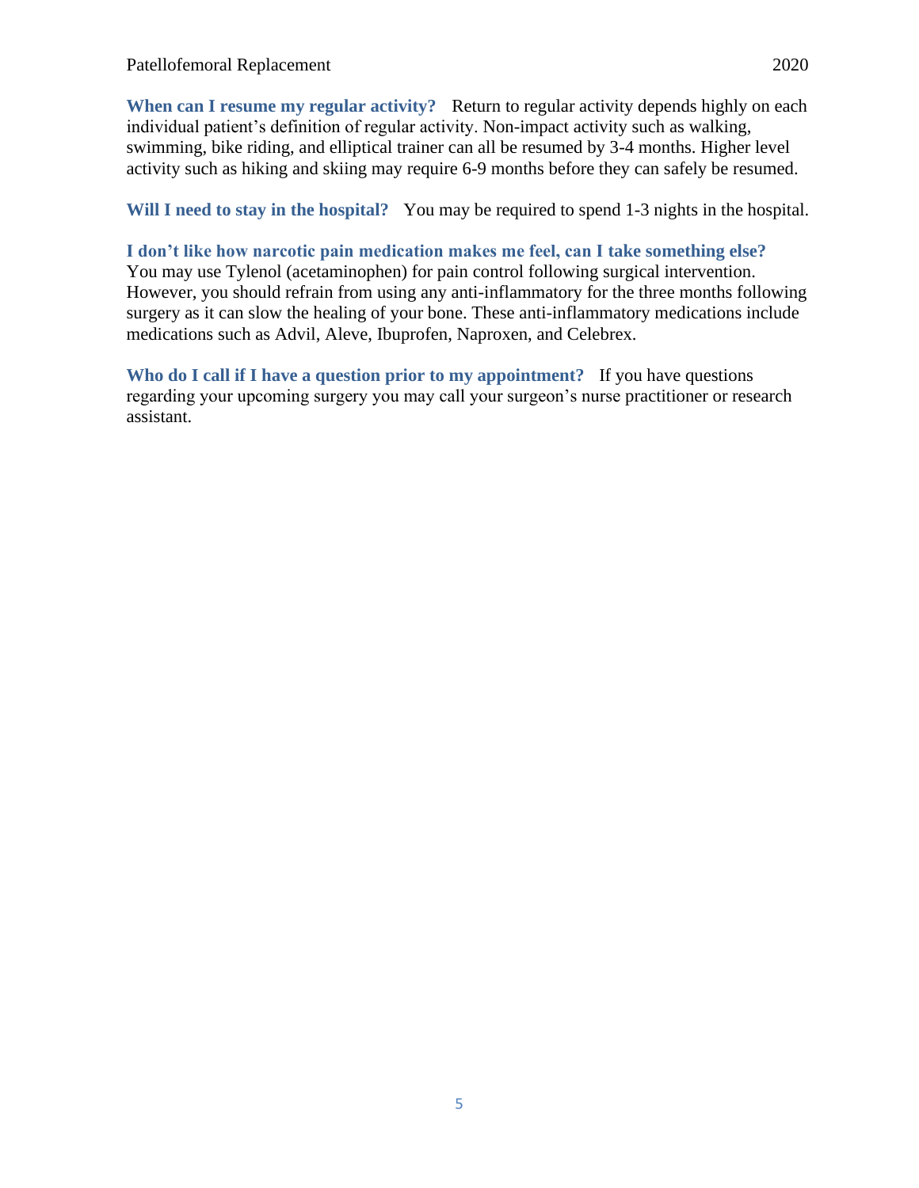**When can I resume my regular activity?** Return to regular activity depends highly on each individual patient's definition of regular activity. Non-impact activity such as walking, swimming, bike riding, and elliptical trainer can all be resumed by 3-4 months. Higher level activity such as hiking and skiing may require 6-9 months before they can safely be resumed.

**Will I need to stay in the hospital?** You may be required to spend 1-3 nights in the hospital.

**I don't like how narcotic pain medication makes me feel, can I take something else?**
You may use Tylenol (acetaminophen) for pain control following surgical intervention. However, you should refrain from using any anti-inflammatory for the three months following surgery as it can slow the healing of your bone. These anti-inflammatory medications include medications such as Advil, Aleve, Ibuprofen, Naproxen, and Celebrex.

**Who do I call if I have a question prior to my appointment?** If you have questions regarding your upcoming surgery you may call your surgeon's nurse practitioner or research assistant.